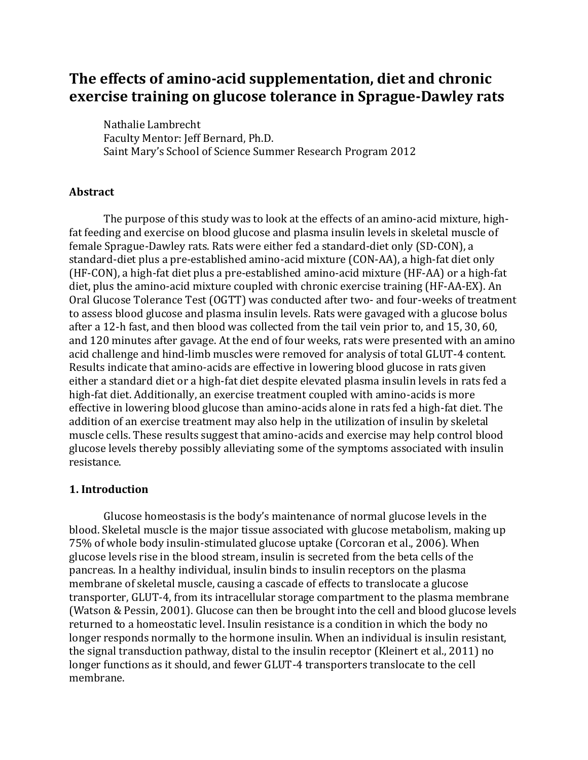# The effects of amino-acid supplementation, diet and chronic exercise training on glucose tolerance in Sprague-Dawley rats

Nathalie Lambrecht
Faculty Mentor: Jeff Bernard, Ph.D.
Saint Mary's School of Science Summer Research Program 2012

## Abstract

The purpose of this study was to look at the effects of an amino-acid mixture, high-fat feeding and exercise on blood glucose and plasma insulin levels in skeletal muscle of female Sprague-Dawley rats. Rats were either fed a standard-diet only (SD-CON), a standard-diet plus a pre-established amino-acid mixture (CON-AA), a high-fat diet only (HF-CON), a high-fat diet plus a pre-established amino-acid mixture (HF-AA) or a high-fat diet, plus the amino-acid mixture coupled with chronic exercise training (HF-AA-EX). An Oral Glucose Tolerance Test (OGTT) was conducted after two- and four-weeks of treatment to assess blood glucose and plasma insulin levels. Rats were gavaged with a glucose bolus after a 12-h fast, and then blood was collected from the tail vein prior to, and 15, 30, 60, and 120 minutes after gavage. At the end of four weeks, rats were presented with an amino acid challenge and hind-limb muscles were removed for analysis of total GLUT-4 content. Results indicate that amino-acids are effective in lowering blood glucose in rats given either a standard diet or a high-fat diet despite elevated plasma insulin levels in rats fed a high-fat diet. Additionally, an exercise treatment coupled with amino-acids is more effective in lowering blood glucose than amino-acids alone in rats fed a high-fat diet. The addition of an exercise treatment may also help in the utilization of insulin by skeletal muscle cells. These results suggest that amino-acids and exercise may help control blood glucose levels thereby possibly alleviating some of the symptoms associated with insulin resistance.

## 1. Introduction

Glucose homeostasis is the body's maintenance of normal glucose levels in the blood. Skeletal muscle is the major tissue associated with glucose metabolism, making up 75% of whole body insulin-stimulated glucose uptake (Corcoran et al., 2006). When glucose levels rise in the blood stream, insulin is secreted from the beta cells of the pancreas. In a healthy individual, insulin binds to insulin receptors on the plasma membrane of skeletal muscle, causing a cascade of effects to translocate a glucose transporter, GLUT-4, from its intracellular storage compartment to the plasma membrane (Watson & Pessin, 2001). Glucose can then be brought into the cell and blood glucose levels returned to a homeostatic level. Insulin resistance is a condition in which the body no longer responds normally to the hormone insulin. When an individual is insulin resistant, the signal transduction pathway, distal to the insulin receptor (Kleinert et al., 2011) no longer functions as it should, and fewer GLUT-4 transporters translocate to the cell membrane.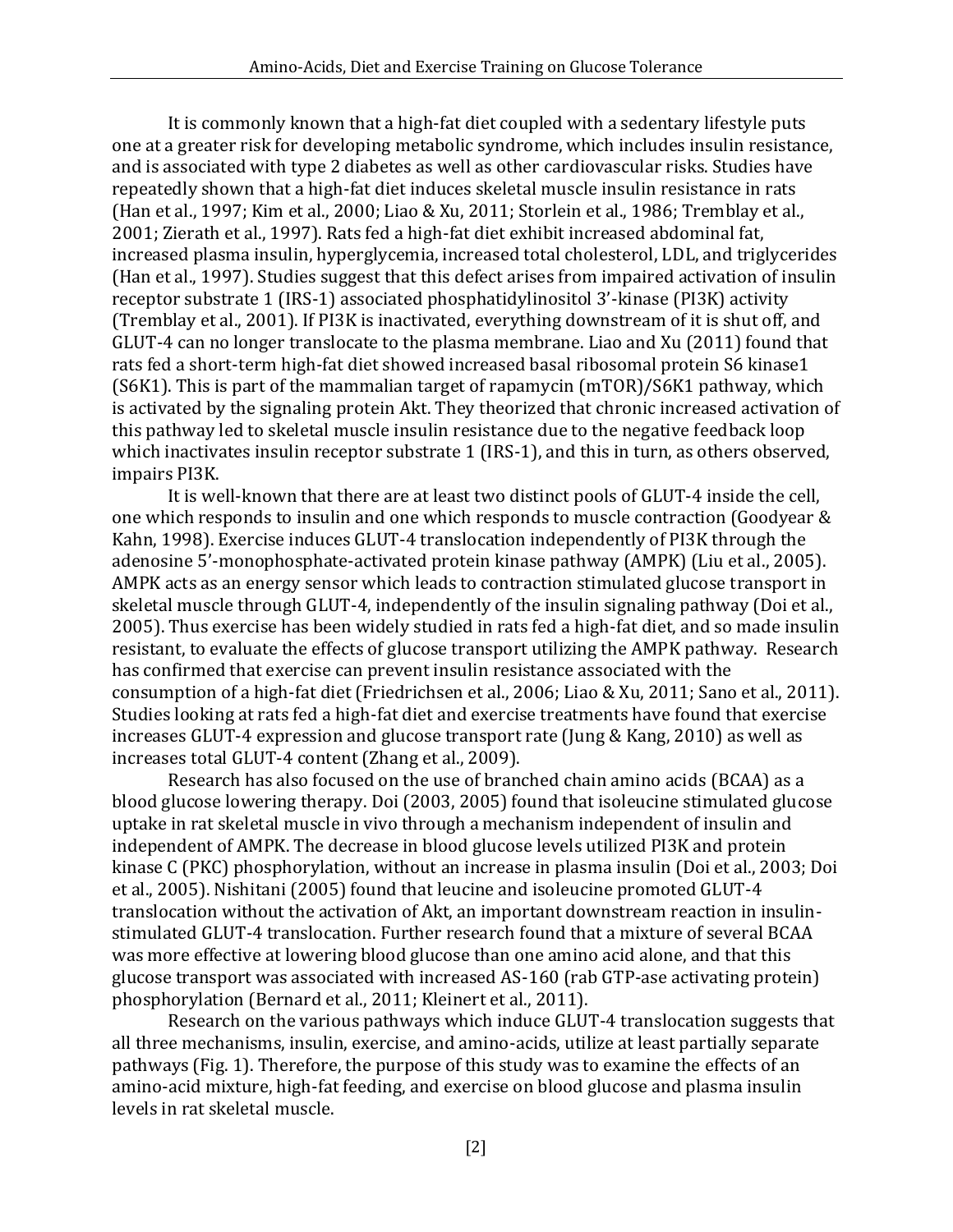It is commonly known that a high-fat diet coupled with a sedentary lifestyle puts one at a greater risk for developing metabolic syndrome, which includes insulin resistance, and is associated with type 2 diabetes as well as other cardiovascular risks. Studies have repeatedly shown that a high-fat diet induces skeletal muscle insulin resistance in rats (Han et al., 1997; Kim et al., 2000; Liao & Xu, 2011; Storlein et al., 1986; Tremblay et al., 2001; Zierath et al., 1997). Rats fed a high-fat diet exhibit increased abdominal fat, increased plasma insulin, hyperglycemia, increased total cholesterol, LDL, and triglycerides (Han et al., 1997). Studies suggest that this defect arises from impaired activation of insulin receptor substrate 1 (IRS-1) associated phosphatidylinositol 3'-kinase (PI3K) activity (Tremblay et al., 2001). If PI3K is inactivated, everything downstream of it is shut off, and GLUT-4 can no longer translocate to the plasma membrane. Liao and Xu (2011) found that rats fed a short-term high-fat diet showed increased basal ribosomal protein S6 kinase1 (S6K1). This is part of the mammalian target of rapamycin (mTOR)/S6K1 pathway, which is activated by the signaling protein Akt. They theorized that chronic increased activation of this pathway led to skeletal muscle insulin resistance due to the negative feedback loop which inactivates insulin receptor substrate 1 (IRS-1), and this in turn, as others observed, impairs PI3K.

It is well-known that there are at least two distinct pools of GLUT-4 inside the cell, one which responds to insulin and one which responds to muscle contraction (Goodyear & Kahn, 1998). Exercise induces GLUT-4 translocation independently of PI3K through the adenosine 5'-monophosphate-activated protein kinase pathway (AMPK) (Liu et al., 2005). AMPK acts as an energy sensor which leads to contraction stimulated glucose transport in skeletal muscle through GLUT-4, independently of the insulin signaling pathway (Doi et al., 2005). Thus exercise has been widely studied in rats fed a high-fat diet, and so made insulin resistant, to evaluate the effects of glucose transport utilizing the AMPK pathway. Research has confirmed that exercise can prevent insulin resistance associated with the consumption of a high-fat diet (Friedrichsen et al., 2006; Liao & Xu, 2011; Sano et al., 2011). Studies looking at rats fed a high-fat diet and exercise treatments have found that exercise increases GLUT-4 expression and glucose transport rate (Jung & Kang, 2010) as well as increases total GLUT-4 content (Zhang et al., 2009).

Research has also focused on the use of branched chain amino acids (BCAA) as a blood glucose lowering therapy. Doi (2003, 2005) found that isoleucine stimulated glucose uptake in rat skeletal muscle in vivo through a mechanism independent of insulin and independent of AMPK. The decrease in blood glucose levels utilized PI3K and protein kinase C (PKC) phosphorylation, without an increase in plasma insulin (Doi et al., 2003; Doi et al., 2005). Nishitani (2005) found that leucine and isoleucine promoted GLUT-4 translocation without the activation of Akt, an important downstream reaction in insulin-stimulated GLUT-4 translocation. Further research found that a mixture of several BCAA was more effective at lowering blood glucose than one amino acid alone, and that this glucose transport was associated with increased AS-160 (rab GTP-ase activating protein) phosphorylation (Bernard et al., 2011; Kleinert et al., 2011).

Research on the various pathways which induce GLUT-4 translocation suggests that all three mechanisms, insulin, exercise, and amino-acids, utilize at least partially separate pathways (Fig. 1). Therefore, the purpose of this study was to examine the effects of an amino-acid mixture, high-fat feeding, and exercise on blood glucose and plasma insulin levels in rat skeletal muscle.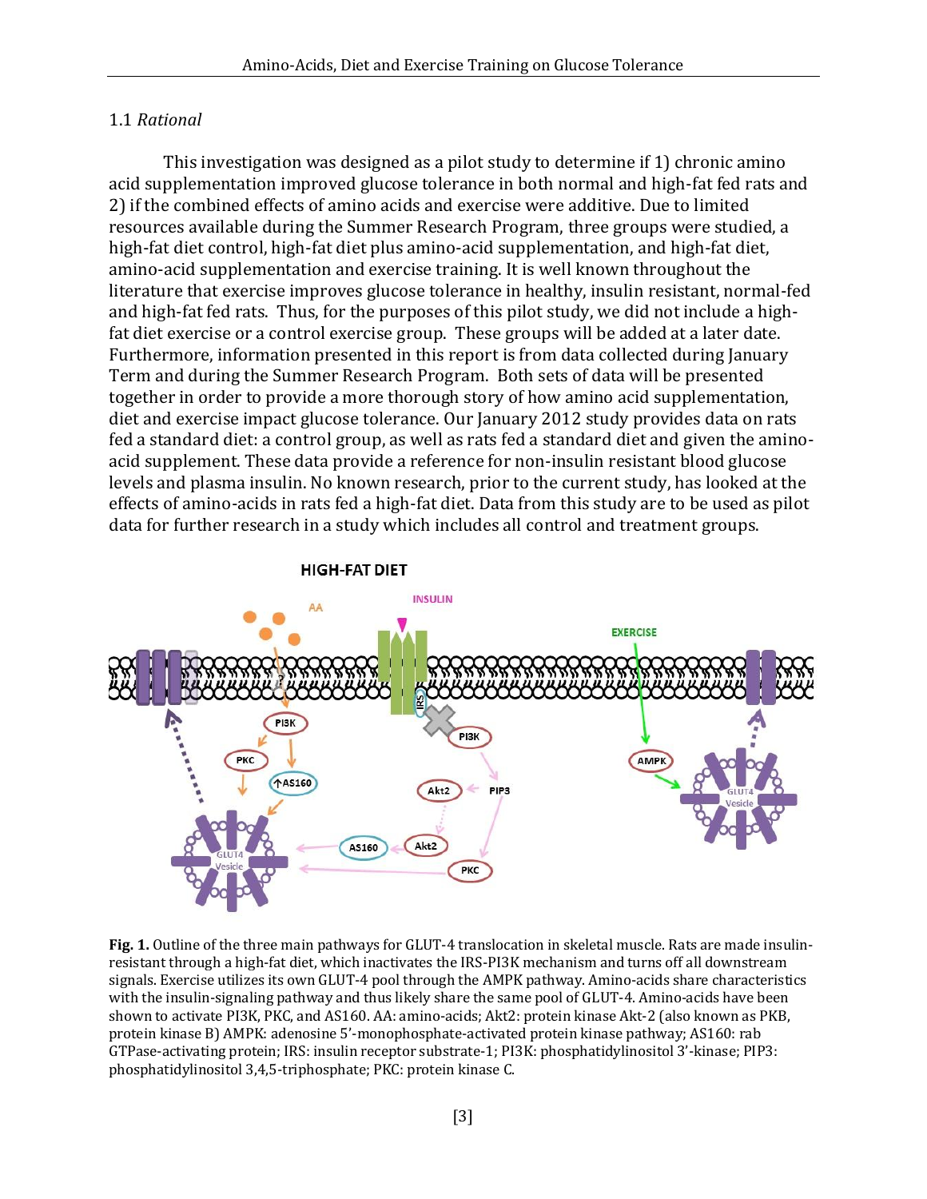## 1.1 *Rational*

This investigation was designed as a pilot study to determine if 1) chronic amino acid supplementation improved glucose tolerance in both normal and high-fat fed rats and 2) if the combined effects of amino acids and exercise were additive. Due to limited resources available during the Summer Research Program, three groups were studied, a high-fat diet control, high-fat diet plus amino-acid supplementation, and high-fat diet, amino-acid supplementation and exercise training. It is well known throughout the literature that exercise improves glucose tolerance in healthy, insulin resistant, normal-fed and high-fat fed rats. Thus, for the purposes of this pilot study, we did not include a high-fat diet exercise or a control exercise group. These groups will be added at a later date. Furthermore, information presented in this report is from data collected during January Term and during the Summer Research Program. Both sets of data will be presented together in order to provide a more thorough story of how amino acid supplementation, diet and exercise impact glucose tolerance. Our January 2012 study provides data on rats fed a standard diet: a control group, as well as rats fed a standard diet and given the amino-acid supplement. These data provide a reference for non-insulin resistant blood glucose levels and plasma insulin. No known research, prior to the current study, has looked at the effects of amino-acids in rats fed a high-fat diet. Data from this study are to be used as pilot data for further research in a study which includes all control and treatment groups.

**Fig. 1.** Outline of the three main pathways for GLUT-4 translocation in skeletal muscle. Rats are made insulin-resistant through a high-fat diet, which inactivates the IRS-PI3K mechanism and turns off all downstream signals. Exercise utilizes its own GLUT-4 pool through the AMPK pathway. Amino-acids share characteristics with the insulin-signaling pathway and thus likely share the same pool of GLUT-4. Amino-acids have been shown to activate PI3K, PKC, and AS160. AA: amino-acids; Akt2: protein kinase Akt-2 (also known as PKB, protein kinase B) AMPK: adenosine 5'-monophosphate-activated protein kinase pathway; AS160: rab GTPase-activating protein; IRS: insulin receptor substrate-1; PI3K: phosphatidylinositol 3'-kinase; PIP3: phosphatidylinositol 3,4,5-triphosphate; PKC: protein kinase C.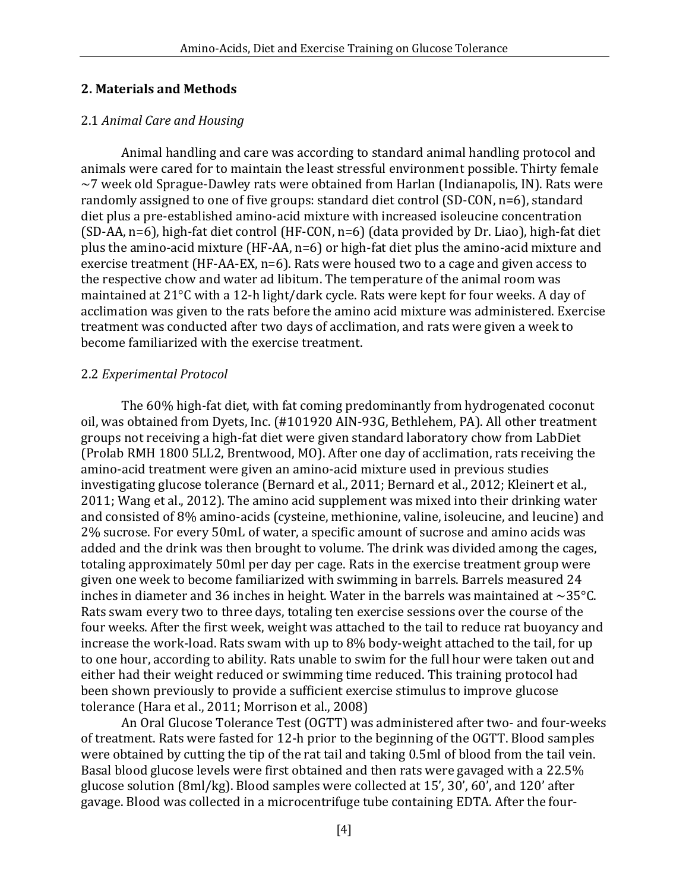## 2. Materials and Methods

2.1 *Animal Care and Housing*

Animal handling and care was according to standard animal handling protocol and animals were cared for to maintain the least stressful environment possible. Thirty female ~7 week old Sprague-Dawley rats were obtained from Harlan (Indianapolis, IN). Rats were randomly assigned to one of five groups: standard diet control (SD-CON, n=6), standard diet plus a pre-established amino-acid mixture with increased isoleucine concentration (SD-AA, n=6), high-fat diet control (HF-CON, n=6) (data provided by Dr. Liao), high-fat diet plus the amino-acid mixture (HF-AA, n=6) or high-fat diet plus the amino-acid mixture and exercise treatment (HF-AA-EX, n=6). Rats were housed two to a cage and given access to the respective chow and water ad libitum. The temperature of the animal room was maintained at 21°C with a 12-h light/dark cycle. Rats were kept for four weeks. A day of acclimation was given to the rats before the amino acid mixture was administered. Exercise treatment was conducted after two days of acclimation, and rats were given a week to become familiarized with the exercise treatment.

2.2 *Experimental Protocol*

The 60% high-fat diet, with fat coming predominantly from hydrogenated coconut oil, was obtained from Dyets, Inc. (#101920 AIN-93G, Bethlehem, PA). All other treatment groups not receiving a high-fat diet were given standard laboratory chow from LabDiet (Prolab RMH 1800 5LL2, Brentwood, MO). After one day of acclimation, rats receiving the amino-acid treatment were given an amino-acid mixture used in previous studies investigating glucose tolerance (Bernard et al., 2011; Bernard et al., 2012; Kleinert et al., 2011; Wang et al., 2012). The amino acid supplement was mixed into their drinking water and consisted of 8% amino-acids (cysteine, methionine, valine, isoleucine, and leucine) and 2% sucrose. For every 50mL of water, a specific amount of sucrose and amino acids was added and the drink was then brought to volume. The drink was divided among the cages, totaling approximately 50ml per day per cage. Rats in the exercise treatment group were given one week to become familiarized with swimming in barrels. Barrels measured 24 inches in diameter and 36 inches in height. Water in the barrels was maintained at ~35°C. Rats swam every two to three days, totaling ten exercise sessions over the course of the four weeks. After the first week, weight was attached to the tail to reduce rat buoyancy and increase the work-load. Rats swam with up to 8% body-weight attached to the tail, for up to one hour, according to ability. Rats unable to swim for the full hour were taken out and either had their weight reduced or swimming time reduced. This training protocol had been shown previously to provide a sufficient exercise stimulus to improve glucose tolerance (Hara et al., 2011; Morrison et al., 2008)

An Oral Glucose Tolerance Test (OGTT) was administered after two- and four-weeks of treatment. Rats were fasted for 12-h prior to the beginning of the OGTT. Blood samples were obtained by cutting the tip of the rat tail and taking 0.5ml of blood from the tail vein. Basal blood glucose levels were first obtained and then rats were gavaged with a 22.5% glucose solution (8ml/kg). Blood samples were collected at 15', 30', 60', and 120' after gavage. Blood was collected in a microcentrifuge tube containing EDTA. After the four-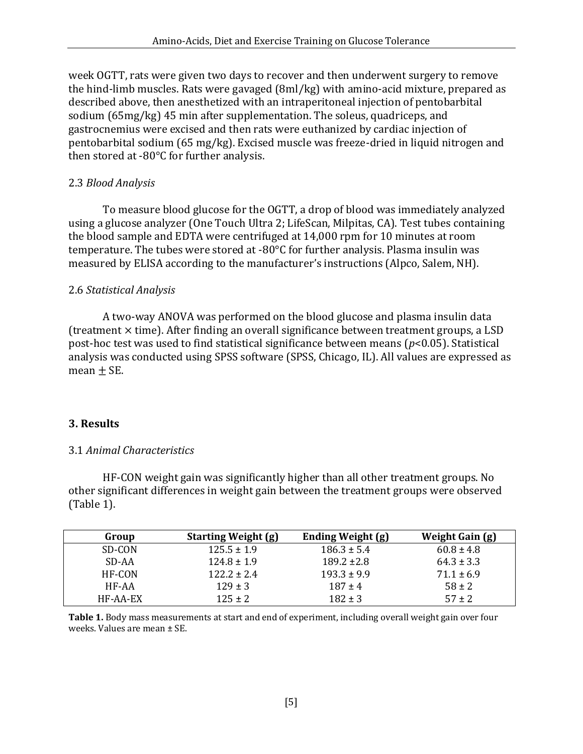week OGTT, rats were given two days to recover and then underwent surgery to remove the hind-limb muscles. Rats were gavaged (8ml/kg) with amino-acid mixture, prepared as described above, then anesthetized with an intraperitoneal injection of pentobarbital sodium (65mg/kg) 45 min after supplementation. The soleus, quadriceps, and gastrocnemius were excised and then rats were euthanized by cardiac injection of pentobarbital sodium (65 mg/kg). Excised muscle was freeze-dried in liquid nitrogen and then stored at -80°C for further analysis.

### 2.3 *Blood Analysis*

To measure blood glucose for the OGTT, a drop of blood was immediately analyzed using a glucose analyzer (One Touch Ultra 2; LifeScan, Milpitas, CA). Test tubes containing the blood sample and EDTA were centrifuged at 14,000 rpm for 10 minutes at room temperature. The tubes were stored at -80°C for further analysis. Plasma insulin was measured by ELISA according to the manufacturer's instructions (Alpco, Salem, NH).

### 2.6 *Statistical Analysis*

A two-way ANOVA was performed on the blood glucose and plasma insulin data (treatment × time). After finding an overall significance between treatment groups, a LSD post-hoc test was used to find statistical significance between means ($p<0.05$). Statistical analysis was conducted using SPSS software (SPSS, Chicago, IL). All values are expressed as mean $\pm$ SE.

## 3. Results

### 3.1 *Animal Characteristics*

HF-CON weight gain was significantly higher than all other treatment groups. No other significant differences in weight gain between the treatment groups were observed (Table 1).

| Group | Starting Weight (g) | Ending Weight (g) | Weight Gain (g) |
|---|---|---|---|
| SD-CON | 125.5 ± 1.9 | 186.3 ± 5.4 | 60.8 ± 4.8 |
| SD-AA | 124.8 ± 1.9 | 189.2 ±2.8 | 64.3 ± 3.3 |
| HF-CON | 122.2 ± 2.4 | 193.3 ± 9.9 | 71.1 ± 6.9 |
| HF-AA | 129 ± 3 | 187 ± 4 | 58 ± 2 |
| HF-AA-EX | 125 ± 2 | 182 ± 3 | 57 ± 2 |

**Table 1.** Body mass measurements at start and end of experiment, including overall weight gain over four weeks. Values are mean ± SE.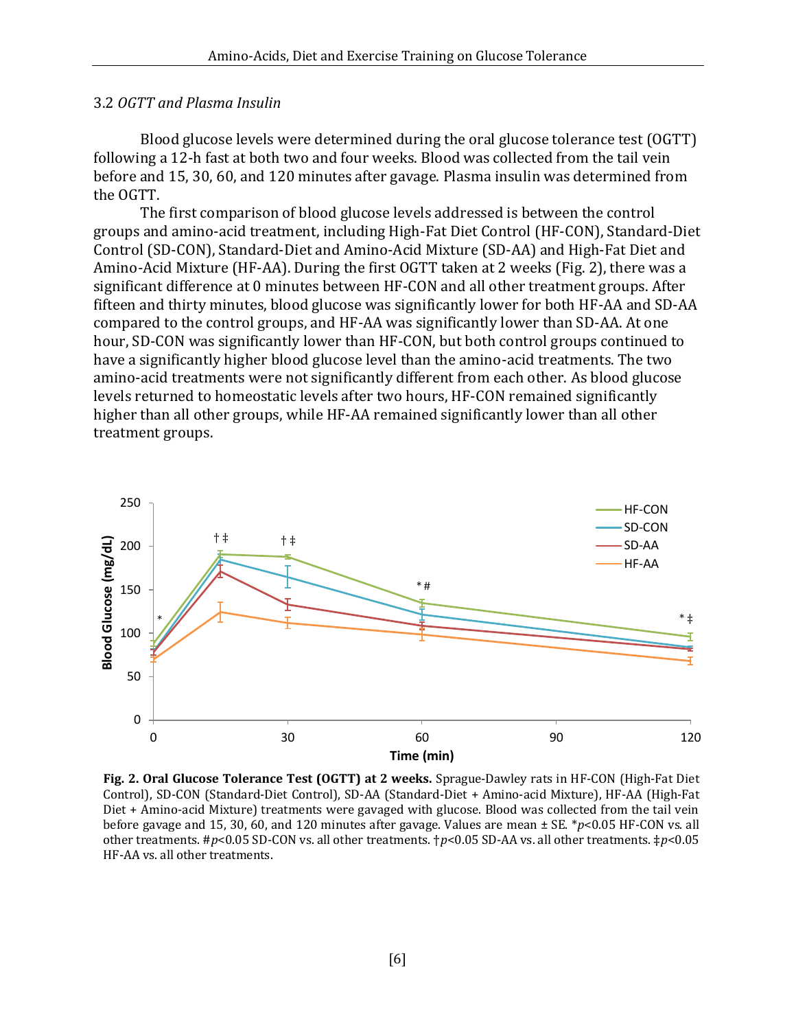### 3.2 *OGTT and Plasma Insulin*

Blood glucose levels were determined during the oral glucose tolerance test (OGTT) following a 12-h fast at both two and four weeks. Blood was collected from the tail vein before and 15, 30, 60, and 120 minutes after gavage. Plasma insulin was determined from the OGTT.

The first comparison of blood glucose levels addressed is between the control groups and amino-acid treatment, including High-Fat Diet Control (HF-CON), Standard-Diet Control (SD-CON), Standard-Diet and Amino-Acid Mixture (SD-AA) and High-Fat Diet and Amino-Acid Mixture (HF-AA). During the first OGTT taken at 2 weeks (Fig. 2), there was a significant difference at 0 minutes between HF-CON and all other treatment groups. After fifteen and thirty minutes, blood glucose was significantly lower for both HF-AA and SD-AA compared to the control groups, and HF-AA was significantly lower than SD-AA. At one hour, SD-CON was significantly lower than HF-CON, but both control groups continued to have a significantly higher blood glucose level than the amino-acid treatments. The two amino-acid treatments were not significantly different from each other. As blood glucose levels returned to homeostatic levels after two hours, HF-CON remained significantly higher than all other groups, while HF-AA remained significantly lower than all other treatment groups.

**Fig. 2. Oral Glucose Tolerance Test (OGTT) at 2 weeks.** Sprague-Dawley rats in HF-CON (High-Fat Diet Control), SD-CON (Standard-Diet Control), SD-AA (Standard-Diet + Amino-acid Mixture), HF-AA (High-Fat Diet + Amino-acid Mixture) treatments were gavaged with glucose. Blood was collected from the tail vein before gavage and 15, 30, 60, and 120 minutes after gavage. Values are mean ± SE. *$p<0.05$ HF-CON vs. all other treatments. #$p<0.05$ SD-CON vs. all other treatments. †$p<0.05$ SD-AA vs. all other treatments. ‡$p<0.05$ HF-AA vs. all other treatments.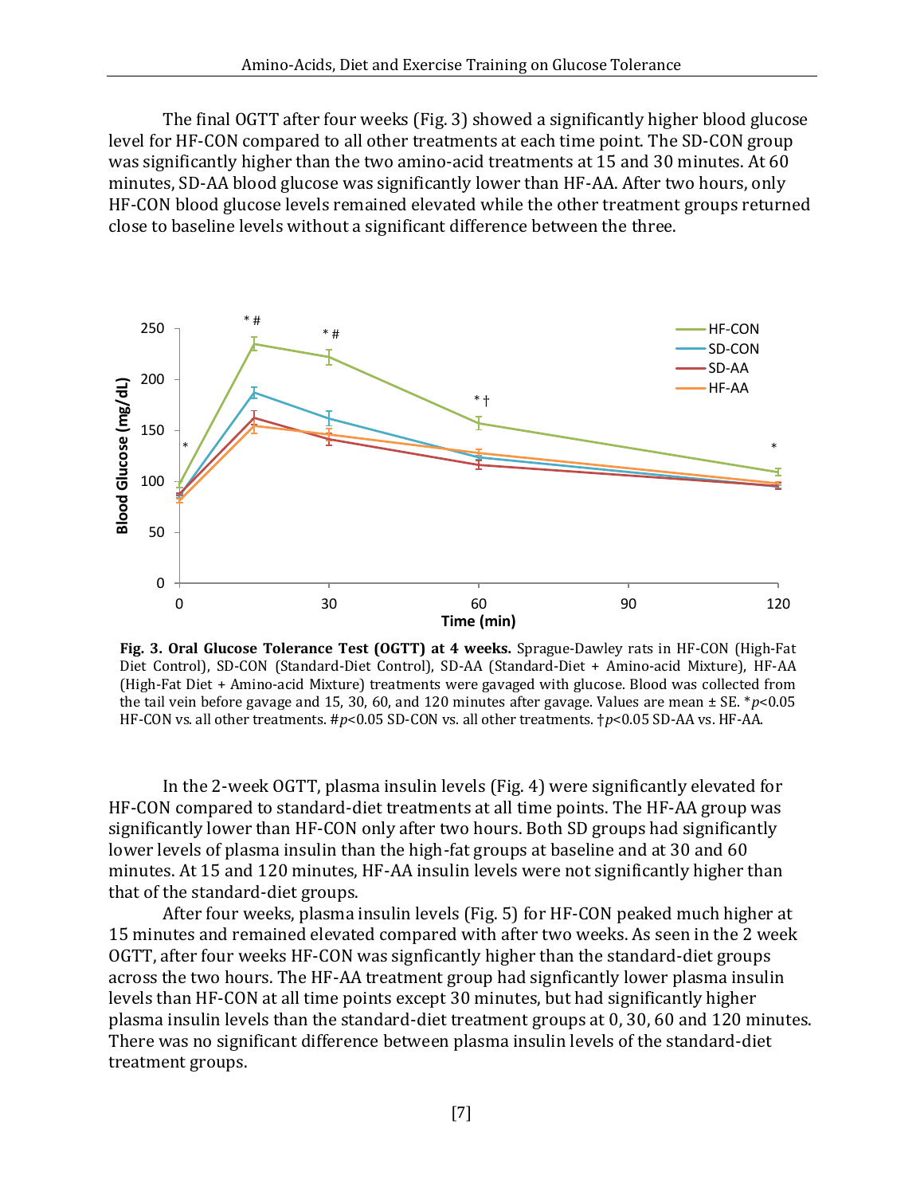The final OGTT after four weeks (Fig. 3) showed a significantly higher blood glucose level for HF-CON compared to all other treatments at each time point. The SD-CON group was significantly higher than the two amino-acid treatments at 15 and 30 minutes. At 60 minutes, SD-AA blood glucose was significantly lower than HF-AA. After two hours, only HF-CON blood glucose levels remained elevated while the other treatment groups returned close to baseline levels without a significant difference between the three.

**Fig. 3. Oral Glucose Tolerance Test (OGTT) at 4 weeks.** Sprague-Dawley rats in HF-CON (High-Fat Diet Control), SD-CON (Standard-Diet Control), SD-AA (Standard-Diet + Amino-acid Mixture), HF-AA (High-Fat Diet + Amino-acid Mixture) treatments were gavaged with glucose. Blood was collected from the tail vein before gavage and 15, 30, 60, and 120 minutes after gavage. Values are mean ± SE. *$p<0.05$ HF-CON vs. all other treatments. #$p<0.05$ SD-CON vs. all other treatments. †$p<0.05$ SD-AA vs. HF-AA.

In the 2-week OGTT, plasma insulin levels (Fig. 4) were significantly elevated for HF-CON compared to standard-diet treatments at all time points. The HF-AA group was significantly lower than HF-CON only after two hours. Both SD groups had significantly lower levels of plasma insulin than the high-fat groups at baseline and at 30 and 60 minutes. At 15 and 120 minutes, HF-AA insulin levels were not significantly higher than that of the standard-diet groups.

After four weeks, plasma insulin levels (Fig. 5) for HF-CON peaked much higher at 15 minutes and remained elevated compared with after two weeks. As seen in the 2 week OGTT, after four weeks HF-CON was signficantly higher than the standard-diet groups across the two hours. The HF-AA treatment group had signficantly lower plasma insulin levels than HF-CON at all time points except 30 minutes, but had significantly higher plasma insulin levels than the standard-diet treatment groups at 0, 30, 60 and 120 minutes. There was no significant difference between plasma insulin levels of the standard-diet treatment groups.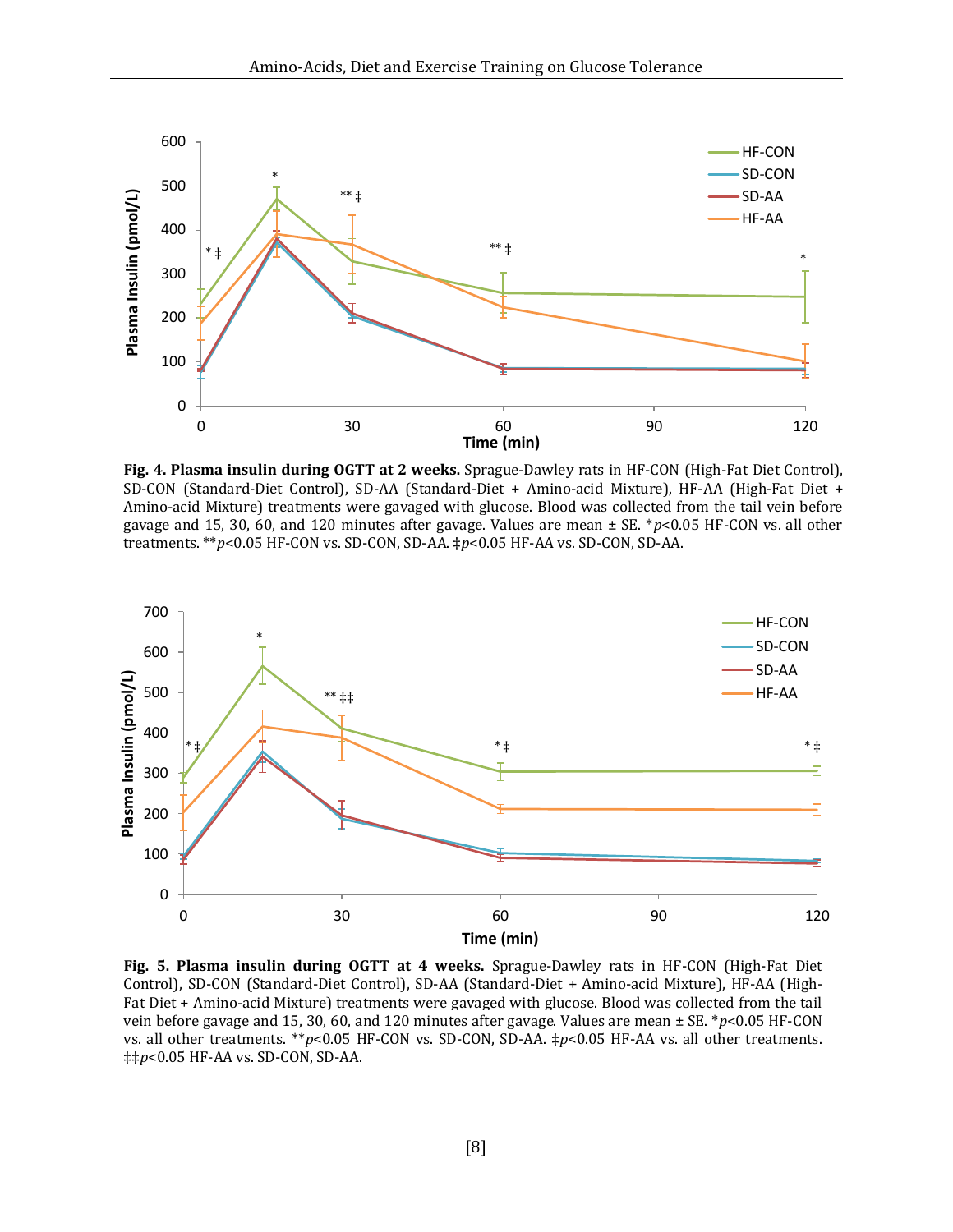**Fig. 4. Plasma insulin during OGTT at 2 weeks.** Sprague-Dawley rats in HF-CON (High-Fat Diet Control), SD-CON (Standard-Diet Control), SD-AA (Standard-Diet + Amino-acid Mixture), HF-AA (High-Fat Diet + Amino-acid Mixture) treatments were gavaged with glucose. Blood was collected from the tail vein before gavage and 15, 30, 60, and 120 minutes after gavage. Values are mean ± SE. *$p<0.05$ HF-CON vs. all other treatments. **$p<0.05$ HF-CON vs. SD-CON, SD-AA. ‡$p<0.05$ HF-AA vs. SD-CON, SD-AA.

**Fig. 5. Plasma insulin during OGTT at 4 weeks.** Sprague-Dawley rats in HF-CON (High-Fat Diet Control), SD-CON (Standard-Diet Control), SD-AA (Standard-Diet + Amino-acid Mixture), HF-AA (High-Fat Diet + Amino-acid Mixture) treatments were gavaged with glucose. Blood was collected from the tail vein before gavage and 15, 30, 60, and 120 minutes after gavage. Values are mean ± SE. *$p<0.05$ HF-CON vs. all other treatments. **$p<0.05$ HF-CON vs. SD-CON, SD-AA. ‡$p<0.05$ HF-AA vs. all other treatments. ‡‡$p<0.05$ HF-AA vs. SD-CON, SD-AA.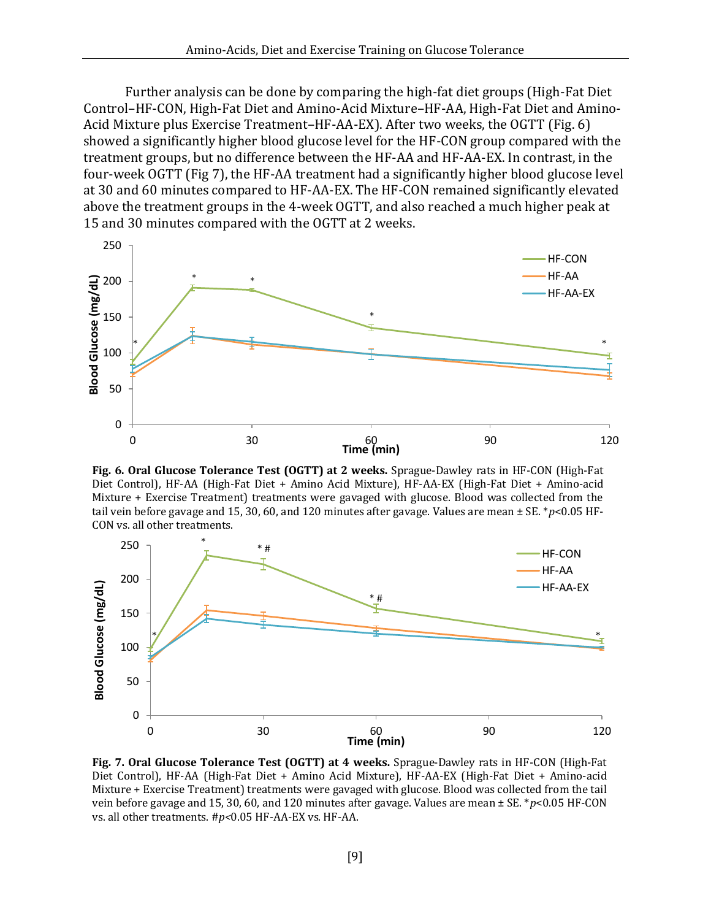Further analysis can be done by comparing the high-fat diet groups (High-Fat Diet Control–HF-CON, High-Fat Diet and Amino-Acid Mixture–HF-AA, High-Fat Diet and Amino-Acid Mixture plus Exercise Treatment–HF-AA-EX). After two weeks, the OGTT (Fig. 6) showed a significantly higher blood glucose level for the HF-CON group compared with the treatment groups, but no difference between the HF-AA and HF-AA-EX. In contrast, in the four-week OGTT (Fig 7), the HF-AA treatment had a significantly higher blood glucose level at 30 and 60 minutes compared to HF-AA-EX. The HF-CON remained significantly elevated above the treatment groups in the 4-week OGTT, and also reached a much higher peak at 15 and 30 minutes compared with the OGTT at 2 weeks.

**Fig. 6. Oral Glucose Tolerance Test (OGTT) at 2 weeks.** Sprague-Dawley rats in HF-CON (High-Fat Diet Control), HF-AA (High-Fat Diet + Amino Acid Mixture), HF-AA-EX (High-Fat Diet + Amino-acid Mixture + Exercise Treatment) treatments were gavaged with glucose. Blood was collected from the tail vein before gavage and 15, 30, 60, and 120 minutes after gavage. Values are mean ± SE. *$p$<0.05 HF-CON vs. all other treatments.

**Fig. 7. Oral Glucose Tolerance Test (OGTT) at 4 weeks.** Sprague-Dawley rats in HF-CON (High-Fat Diet Control), HF-AA (High-Fat Diet + Amino Acid Mixture), HF-AA-EX (High-Fat Diet + Amino-acid Mixture + Exercise Treatment) treatments were gavaged with glucose. Blood was collected from the tail vein before gavage and 15, 30, 60, and 120 minutes after gavage. Values are mean ± SE. *$p$<0.05 HF-CON vs. all other treatments. #$p$<0.05 HF-AA-EX vs. HF-AA.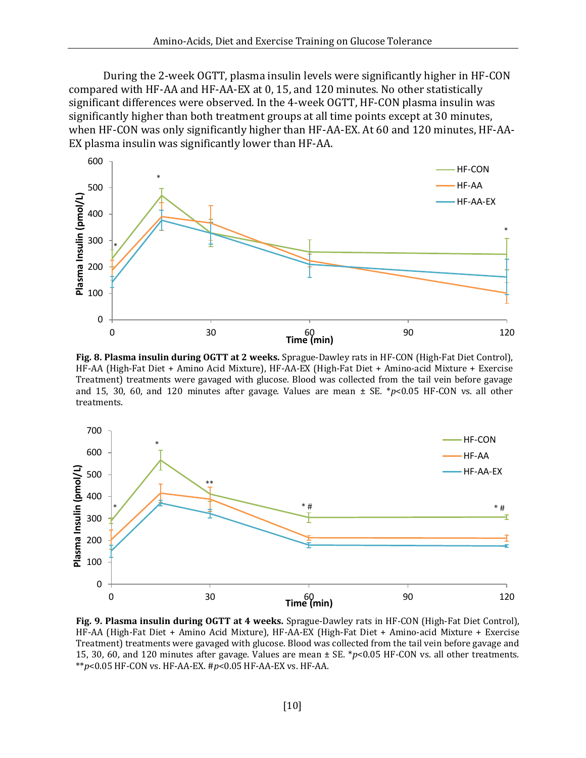During the 2-week OGTT, plasma insulin levels were significantly higher in HF-CON compared with HF-AA and HF-AA-EX at 0, 15, and 120 minutes. No other statistically significant differences were observed. In the 4-week OGTT, HF-CON plasma insulin was significantly higher than both treatment groups at all time points except at 30 minutes, when HF-CON was only significantly higher than HF-AA-EX. At 60 and 120 minutes, HF-AA-EX plasma insulin was significantly lower than HF-AA.

**Fig. 8. Plasma insulin during OGTT at 2 weeks.** Sprague-Dawley rats in HF-CON (High-Fat Diet Control), HF-AA (High-Fat Diet + Amino Acid Mixture), HF-AA-EX (High-Fat Diet + Amino-acid Mixture + Exercise Treatment) treatments were gavaged with glucose. Blood was collected from the tail vein before gavage and 15, 30, 60, and 120 minutes after gavage. Values are mean ± SE. *$p<0.05$ HF-CON vs. all other treatments.

**Fig. 9. Plasma insulin during OGTT at 4 weeks.** Sprague-Dawley rats in HF-CON (High-Fat Diet Control), HF-AA (High-Fat Diet + Amino Acid Mixture), HF-AA-EX (High-Fat Diet + Amino-acid Mixture + Exercise Treatment) treatments were gavaged with glucose. Blood was collected from the tail vein before gavage and 15, 30, 60, and 120 minutes after gavage. Values are mean ± SE. *$p<0.05$ HF-CON vs. all other treatments. **$p<0.05$ HF-CON vs. HF-AA-EX. #$p<0.05$ HF-AA-EX vs. HF-AA.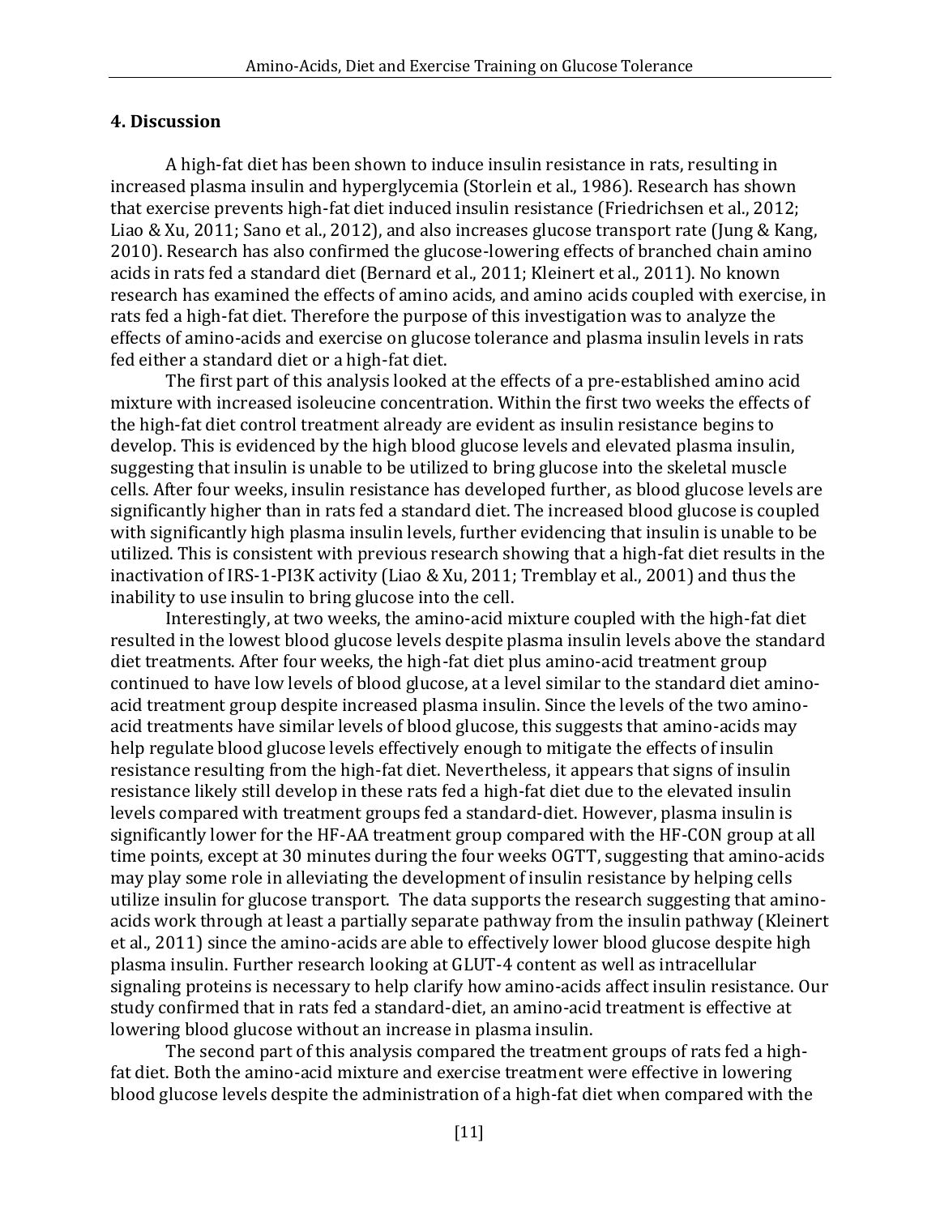## 4. Discussion

A high-fat diet has been shown to induce insulin resistance in rats, resulting in increased plasma insulin and hyperglycemia (Storlein et al., 1986). Research has shown that exercise prevents high-fat diet induced insulin resistance (Friedrichsen et al., 2012; Liao & Xu, 2011; Sano et al., 2012), and also increases glucose transport rate (Jung & Kang, 2010). Research has also confirmed the glucose-lowering effects of branched chain amino acids in rats fed a standard diet (Bernard et al., 2011; Kleinert et al., 2011). No known research has examined the effects of amino acids, and amino acids coupled with exercise, in rats fed a high-fat diet. Therefore the purpose of this investigation was to analyze the effects of amino-acids and exercise on glucose tolerance and plasma insulin levels in rats fed either a standard diet or a high-fat diet.

The first part of this analysis looked at the effects of a pre-established amino acid mixture with increased isoleucine concentration. Within the first two weeks the effects of the high-fat diet control treatment already are evident as insulin resistance begins to develop. This is evidenced by the high blood glucose levels and elevated plasma insulin, suggesting that insulin is unable to be utilized to bring glucose into the skeletal muscle cells. After four weeks, insulin resistance has developed further, as blood glucose levels are significantly higher than in rats fed a standard diet. The increased blood glucose is coupled with significantly high plasma insulin levels, further evidencing that insulin is unable to be utilized. This is consistent with previous research showing that a high-fat diet results in the inactivation of IRS-1-PI3K activity (Liao & Xu, 2011; Tremblay et al., 2001) and thus the inability to use insulin to bring glucose into the cell.

Interestingly, at two weeks, the amino-acid mixture coupled with the high-fat diet resulted in the lowest blood glucose levels despite plasma insulin levels above the standard diet treatments. After four weeks, the high-fat diet plus amino-acid treatment group continued to have low levels of blood glucose, at a level similar to the standard diet amino-acid treatment group despite increased plasma insulin. Since the levels of the two amino-acid treatments have similar levels of blood glucose, this suggests that amino-acids may help regulate blood glucose levels effectively enough to mitigate the effects of insulin resistance resulting from the high-fat diet. Nevertheless, it appears that signs of insulin resistance likely still develop in these rats fed a high-fat diet due to the elevated insulin levels compared with treatment groups fed a standard-diet. However, plasma insulin is significantly lower for the HF-AA treatment group compared with the HF-CON group at all time points, except at 30 minutes during the four weeks OGTT, suggesting that amino-acids may play some role in alleviating the development of insulin resistance by helping cells utilize insulin for glucose transport. The data supports the research suggesting that amino-acids work through at least a partially separate pathway from the insulin pathway (Kleinert et al., 2011) since the amino-acids are able to effectively lower blood glucose despite high plasma insulin. Further research looking at GLUT-4 content as well as intracellular signaling proteins is necessary to help clarify how amino-acids affect insulin resistance. Our study confirmed that in rats fed a standard-diet, an amino-acid treatment is effective at lowering blood glucose without an increase in plasma insulin.

The second part of this analysis compared the treatment groups of rats fed a high-fat diet. Both the amino-acid mixture and exercise treatment were effective in lowering blood glucose levels despite the administration of a high-fat diet when compared with the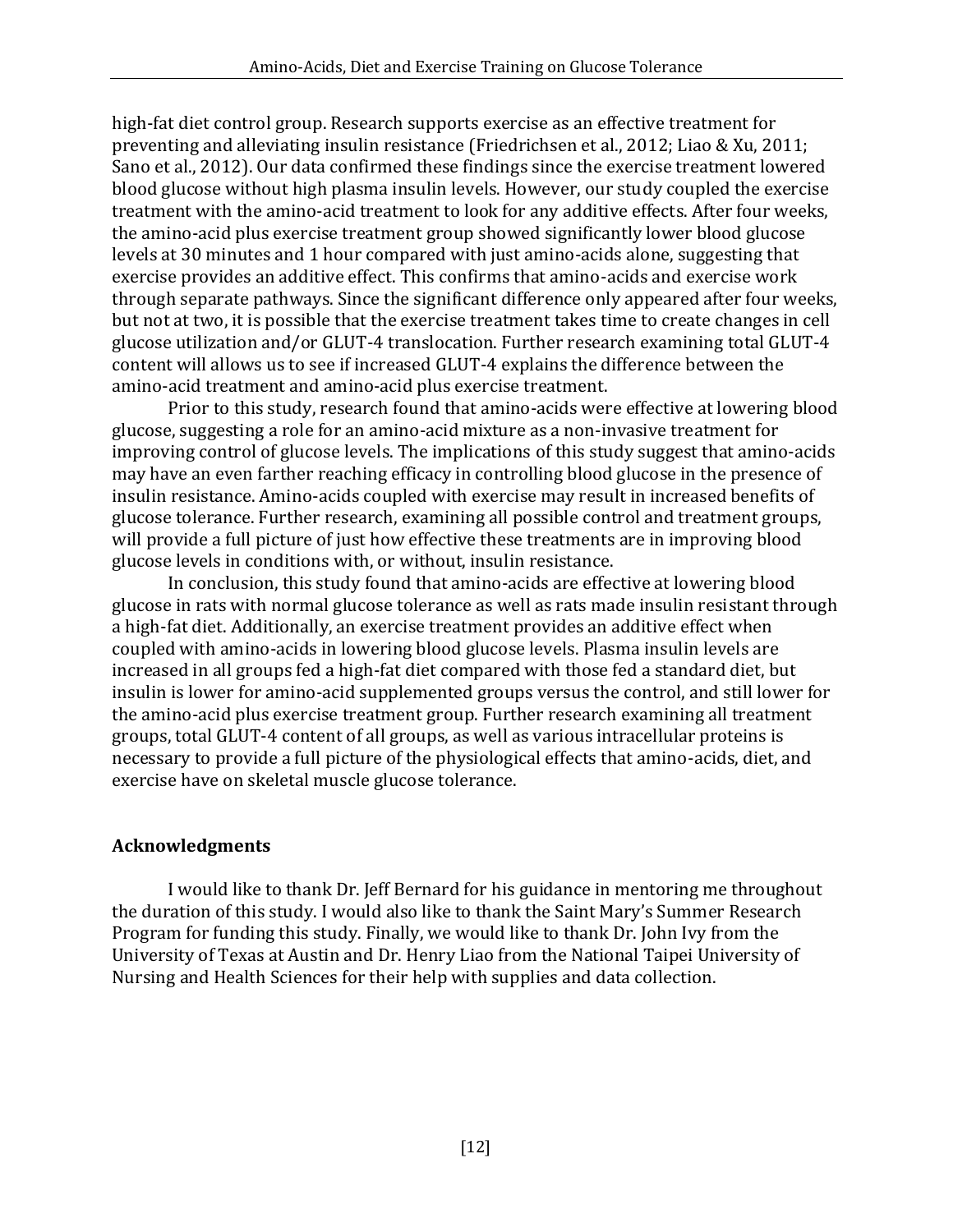high-fat diet control group. Research supports exercise as an effective treatment for preventing and alleviating insulin resistance (Friedrichsen et al., 2012; Liao & Xu, 2011; Sano et al., 2012). Our data confirmed these findings since the exercise treatment lowered blood glucose without high plasma insulin levels. However, our study coupled the exercise treatment with the amino-acid treatment to look for any additive effects. After four weeks, the amino-acid plus exercise treatment group showed significantly lower blood glucose levels at 30 minutes and 1 hour compared with just amino-acids alone, suggesting that exercise provides an additive effect. This confirms that amino-acids and exercise work through separate pathways. Since the significant difference only appeared after four weeks, but not at two, it is possible that the exercise treatment takes time to create changes in cell glucose utilization and/or GLUT-4 translocation. Further research examining total GLUT-4 content will allows us to see if increased GLUT-4 explains the difference between the amino-acid treatment and amino-acid plus exercise treatment.

Prior to this study, research found that amino-acids were effective at lowering blood glucose, suggesting a role for an amino-acid mixture as a non-invasive treatment for improving control of glucose levels. The implications of this study suggest that amino-acids may have an even farther reaching efficacy in controlling blood glucose in the presence of insulin resistance. Amino-acids coupled with exercise may result in increased benefits of glucose tolerance. Further research, examining all possible control and treatment groups, will provide a full picture of just how effective these treatments are in improving blood glucose levels in conditions with, or without, insulin resistance.

In conclusion, this study found that amino-acids are effective at lowering blood glucose in rats with normal glucose tolerance as well as rats made insulin resistant through a high-fat diet. Additionally, an exercise treatment provides an additive effect when coupled with amino-acids in lowering blood glucose levels. Plasma insulin levels are increased in all groups fed a high-fat diet compared with those fed a standard diet, but insulin is lower for amino-acid supplemented groups versus the control, and still lower for the amino-acid plus exercise treatment group. Further research examining all treatment groups, total GLUT-4 content of all groups, as well as various intracellular proteins is necessary to provide a full picture of the physiological effects that amino-acids, diet, and exercise have on skeletal muscle glucose tolerance.

## Acknowledgments

I would like to thank Dr. Jeff Bernard for his guidance in mentoring me throughout the duration of this study. I would also like to thank the Saint Mary's Summer Research Program for funding this study. Finally, we would like to thank Dr. John Ivy from the University of Texas at Austin and Dr. Henry Liao from the National Taipei University of Nursing and Health Sciences for their help with supplies and data collection.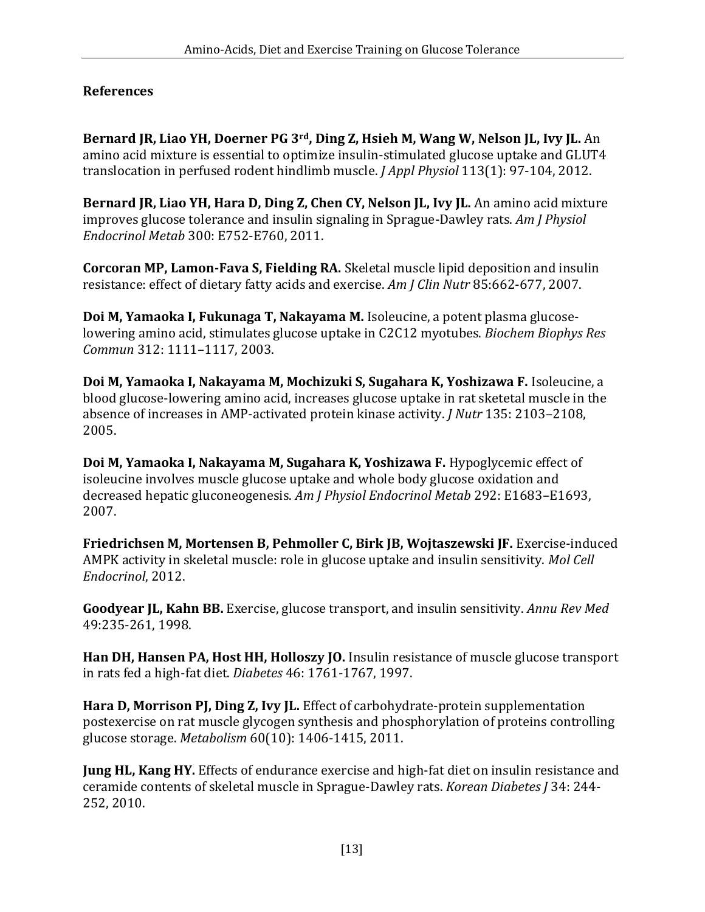## References

**Bernard JR, Liao YH, Doerner PG 3rd, Ding Z, Hsieh M, Wang W, Nelson JL, Ivy JL.** An amino acid mixture is essential to optimize insulin-stimulated glucose uptake and GLUT4 translocation in perfused rodent hindlimb muscle. *J Appl Physiol* 113(1): 97-104, 2012.

**Bernard JR, Liao YH, Hara D, Ding Z, Chen CY, Nelson JL, Ivy JL.** An amino acid mixture improves glucose tolerance and insulin signaling in Sprague-Dawley rats. *Am J Physiol Endocrinol Metab* 300: E752-E760, 2011.

**Corcoran MP, Lamon-Fava S, Fielding RA.** Skeletal muscle lipid deposition and insulin resistance: effect of dietary fatty acids and exercise. *Am J Clin Nutr* 85:662-677, 2007.

**Doi M, Yamaoka I, Fukunaga T, Nakayama M.** Isoleucine, a potent plasma glucose-lowering amino acid, stimulates glucose uptake in C2C12 myotubes. *Biochem Biophys Res Commun* 312: 1111–1117, 2003.

**Doi M, Yamaoka I, Nakayama M, Mochizuki S, Sugahara K, Yoshizawa F.** Isoleucine, a blood glucose-lowering amino acid, increases glucose uptake in rat sketetal muscle in the absence of increases in AMP-activated protein kinase activity. *J Nutr* 135: 2103–2108, 2005.

**Doi M, Yamaoka I, Nakayama M, Sugahara K, Yoshizawa F.** Hypoglycemic effect of isoleucine involves muscle glucose uptake and whole body glucose oxidation and decreased hepatic gluconeogenesis. *Am J Physiol Endocrinol Metab* 292: E1683–E1693, 2007.

**Friedrichsen M, Mortensen B, Pehmoller C, Birk JB, Wojtaszewski JF.** Exercise-induced AMPK activity in skeletal muscle: role in glucose uptake and insulin sensitivity. *Mol Cell Endocrinol*, 2012.

**Goodyear JL, Kahn BB.** Exercise, glucose transport, and insulin sensitivity. *Annu Rev Med* 49:235-261, 1998.

**Han DH, Hansen PA, Host HH, Holloszy JO.** Insulin resistance of muscle glucose transport in rats fed a high-fat diet. *Diabetes* 46: 1761-1767, 1997.

**Hara D, Morrison PJ, Ding Z, Ivy JL.** Effect of carbohydrate-protein supplementation postexercise on rat muscle glycogen synthesis and phosphorylation of proteins controlling glucose storage. *Metabolism* 60(10): 1406-1415, 2011.

**Jung HL, Kang HY.** Effects of endurance exercise and high-fat diet on insulin resistance and ceramide contents of skeletal muscle in Sprague-Dawley rats. *Korean Diabetes J* 34: 244-252, 2010.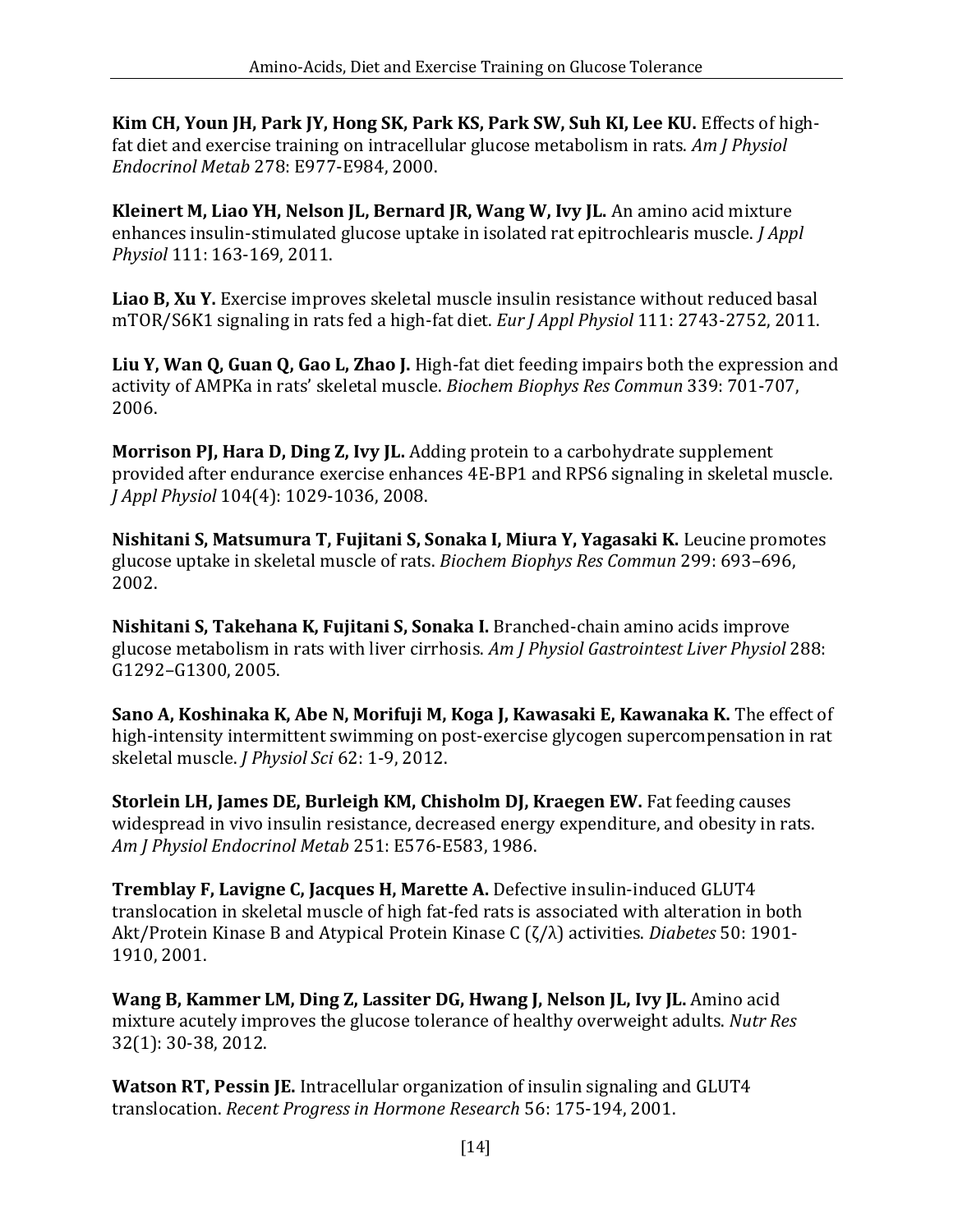**Kim CH, Youn JH, Park JY, Hong SK, Park KS, Park SW, Suh KI, Lee KU.** Effects of high-fat diet and exercise training on intracellular glucose metabolism in rats. *Am J Physiol Endocrinol Metab* 278: E977-E984, 2000.

**Kleinert M, Liao YH, Nelson JL, Bernard JR, Wang W, Ivy JL.** An amino acid mixture enhances insulin-stimulated glucose uptake in isolated rat epitrochlearis muscle. *J Appl Physiol* 111: 163-169, 2011.

**Liao B, Xu Y.** Exercise improves skeletal muscle insulin resistance without reduced basal mTOR/S6K1 signaling in rats fed a high-fat diet. *Eur J Appl Physiol* 111: 2743-2752, 2011.

**Liu Y, Wan Q, Guan Q, Gao L, Zhao J.** High-fat diet feeding impairs both the expression and activity of AMPKa in rats' skeletal muscle. *Biochem Biophys Res Commun* 339: 701-707, 2006.

**Morrison PJ, Hara D, Ding Z, Ivy JL.** Adding protein to a carbohydrate supplement provided after endurance exercise enhances 4E-BP1 and RPS6 signaling in skeletal muscle. *J Appl Physiol* 104(4): 1029-1036, 2008.

**Nishitani S, Matsumura T, Fujitani S, Sonaka I, Miura Y, Yagasaki K.** Leucine promotes glucose uptake in skeletal muscle of rats. *Biochem Biophys Res Commun* 299: 693–696, 2002.

**Nishitani S, Takehana K, Fujitani S, Sonaka I.** Branched-chain amino acids improve glucose metabolism in rats with liver cirrhosis. *Am J Physiol Gastrointest Liver Physiol* 288: G1292–G1300, 2005.

**Sano A, Koshinaka K, Abe N, Morifuji M, Koga J, Kawasaki E, Kawanaka K.** The effect of high-intensity intermittent swimming on post-exercise glycogen supercompensation in rat skeletal muscle. *J Physiol Sci* 62: 1-9, 2012.

**Storlein LH, James DE, Burleigh KM, Chisholm DJ, Kraegen EW.** Fat feeding causes widespread in vivo insulin resistance, decreased energy expenditure, and obesity in rats. *Am J Physiol Endocrinol Metab* 251: E576-E583, 1986.

**Tremblay F, Lavigne C, Jacques H, Marette A.** Defective insulin-induced GLUT4 translocation in skeletal muscle of high fat-fed rats is associated with alteration in both Akt/Protein Kinase B and Atypical Protein Kinase C (ζ/λ) activities. *Diabetes* 50: 1901-1910, 2001.

**Wang B, Kammer LM, Ding Z, Lassiter DG, Hwang J, Nelson JL, Ivy JL.** Amino acid mixture acutely improves the glucose tolerance of healthy overweight adults. *Nutr Res* 32(1): 30-38, 2012.

**Watson RT, Pessin JE.** Intracellular organization of insulin signaling and GLUT4 translocation. *Recent Progress in Hormone Research* 56: 175-194, 2001.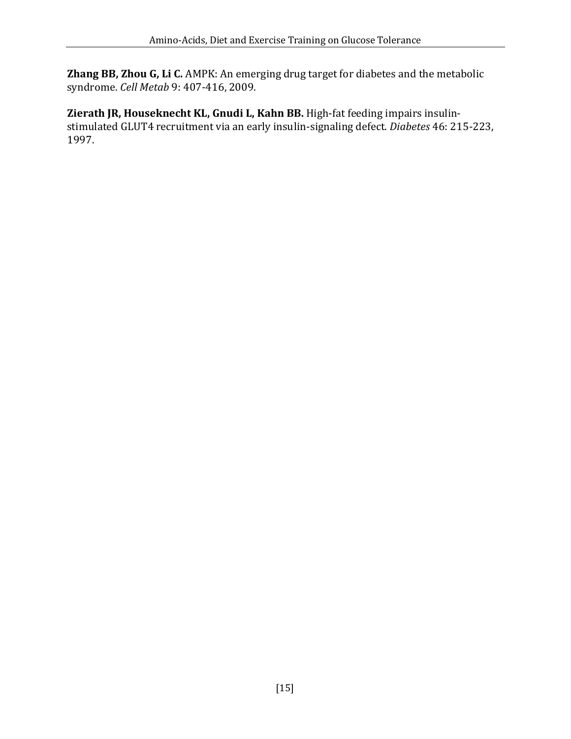**Zhang BB, Zhou G, Li C.** AMPK: An emerging drug target for diabetes and the metabolic syndrome. *Cell Metab* 9: 407-416, 2009.

**Zierath JR, Houseknecht KL, Gnudi L, Kahn BB.** High-fat feeding impairs insulin-stimulated GLUT4 recruitment via an early insulin-signaling defect. *Diabetes* 46: 215-223, 1997.